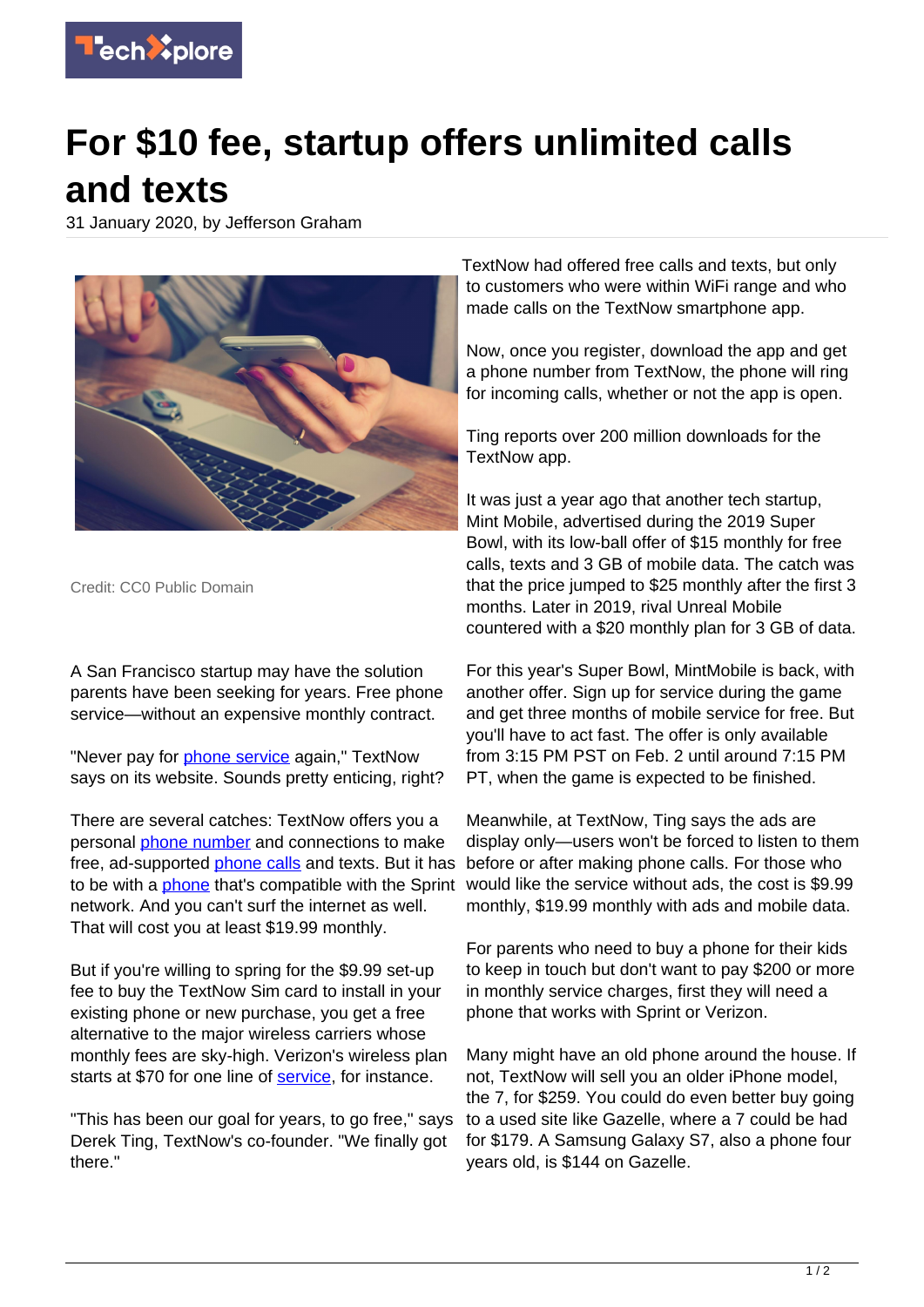# For $10 fee, startup offers unlimited calls and texts

31 January 2020, by Jefferson Graham

Credit: CC0 Public Domain

A San Francisco startup may have the solution parents have been seeking for years. Free phone service—without an expensive monthly contract.

"Never pay for phone service again," TextNow says on its website. Sounds pretty enticing, right?

There are several catches: TextNow offers you a personal phone number and connections to make free, ad-supported phone calls and texts. But it has to be with a phone that's compatible with the Sprint network. And you can't surf the internet as well. That will cost you at least $19.99 monthly.

But if you're willing to spring for the $9.99 set-up fee to buy the TextNow Sim card to install in your existing phone or new purchase, you get a free alternative to the major wireless carriers whose monthly fees are sky-high. Verizon's wireless plan starts at $70 for one line of service, for instance.

"This has been our goal for years, to go free," says Derek Ting, TextNow's co-founder. "We finally got there."

TextNow had offered free calls and texts, but only to customers who were within WiFi range and who made calls on the TextNow smartphone app.

Now, once you register, download the app and get a phone number from TextNow, the phone will ring for incoming calls, whether or not the app is open.

Ting reports over 200 million downloads for the TextNow app.

It was just a year ago that another tech startup, Mint Mobile, advertised during the 2019 Super Bowl, with its low-ball offer of $15 monthly for free calls, texts and 3 GB of mobile data. The catch was that the price jumped to $25 monthly after the first 3 months. Later in 2019, rival Unreal Mobile countered with a $20 monthly plan for 3 GB of data.

For this year's Super Bowl, MintMobile is back, with another offer. Sign up for service during the game and get three months of mobile service for free. But you'll have to act fast. The offer is only available from 3:15 PM PST on Feb. 2 until around 7:15 PM PT, when the game is expected to be finished.

Meanwhile, at TextNow, Ting says the ads are display only—users won't be forced to listen to them before or after making phone calls. For those who would like the service without ads, the cost is $9.99 monthly, $19.99 monthly with ads and mobile data.

For parents who need to buy a phone for their kids to keep in touch but don't want to pay $200 or more in monthly service charges, first they will need a phone that works with Sprint or Verizon.

Many might have an old phone around the house. If not, TextNow will sell you an older iPhone model, the 7, for $259. You could do even better buy going to a used site like Gazelle, where a 7 could be had for $179. A Samsung Galaxy S7, also a phone four years old, is $144 on Gazelle.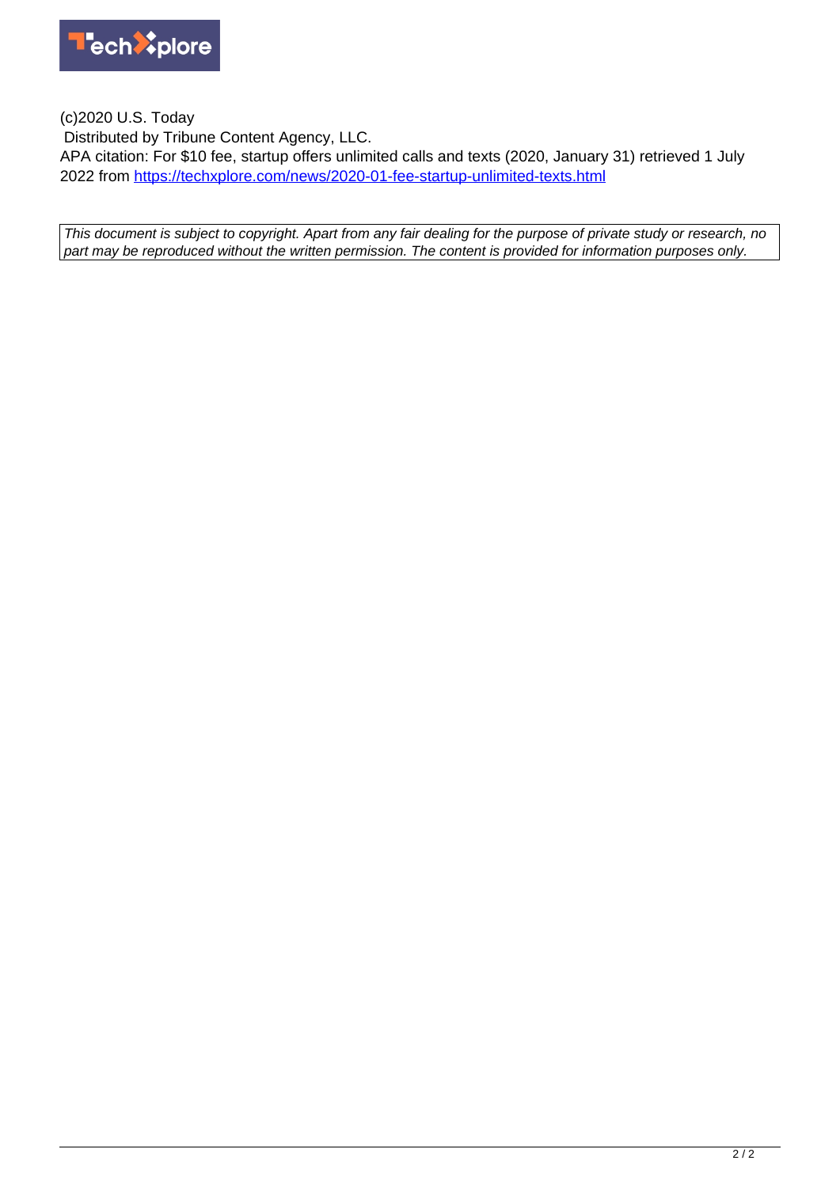(c)2020 U.S. Today
Distributed by Tribune Content Agency, LLC.
APA citation: For $10 fee, startup offers unlimited calls and texts (2020, January 31) retrieved 1 July 2022 from https://techxplore.com/news/2020-01-fee-startup-unlimited-texts.html

*This document is subject to copyright. Apart from any fair dealing for the purpose of private study or research, no part may be reproduced without the written permission. The content is provided for information purposes only.*